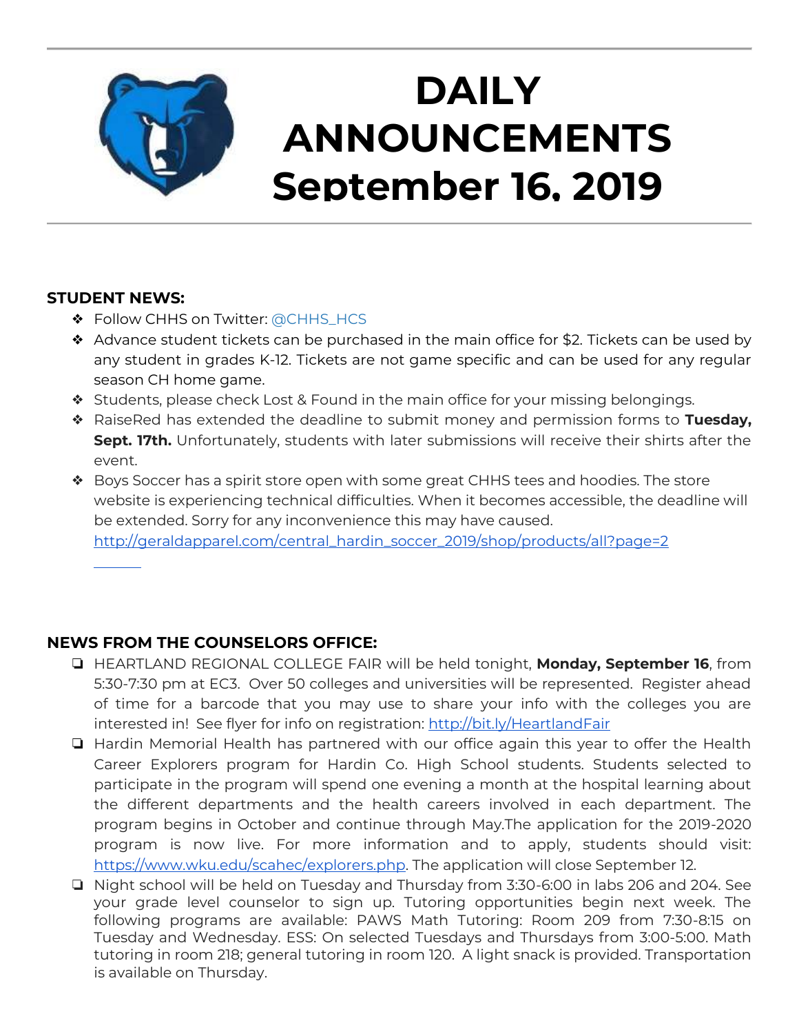# DAILY ANNOUNCEMENTS September 16, 2019

**STUDENT NEWS:**

- Follow CHHS on Twitter: @CHHS_HCS
- Advance student tickets can be purchased in the main office for $2. Tickets can be used by any student in grades K-12. Tickets are not game specific and can be used for any regular season CH home game.
- Students, please check Lost & Found in the main office for your missing belongings.
- RaiseRed has extended the deadline to submit money and permission forms to **Tuesday, Sept. 17th.** Unfortunately, students with later submissions will receive their shirts after the event.
- Boys Soccer has a spirit store open with some great CHHS tees and hoodies. The store website is experiencing technical difficulties. When it becomes accessible, the deadline will be extended. Sorry for any inconvenience this may have caused. http://geraldapparel.com/central_hardin_soccer_2019/shop/products/all?page=2

**NEWS FROM THE COUNSELORS OFFICE:**

- HEARTLAND REGIONAL COLLEGE FAIR will be held tonight, **Monday, September 16**, from 5:30-7:30 pm at EC3. Over 50 colleges and universities will be represented. Register ahead of time for a barcode that you may use to share your info with the colleges you are interested in! See flyer for info on registration: http://bit.ly/HeartlandFair
- Hardin Memorial Health has partnered with our office again this year to offer the Health Career Explorers program for Hardin Co. High School students. Students selected to participate in the program will spend one evening a month at the hospital learning about the different departments and the health careers involved in each department. The program begins in October and continue through May.The application for the 2019-2020 program is now live. For more information and to apply, students should visit: https://www.wku.edu/scahec/explorers.php. The application will close September 12.
- Night school will be held on Tuesday and Thursday from 3:30-6:00 in labs 206 and 204. See your grade level counselor to sign up. Tutoring opportunities begin next week. The following programs are available: PAWS Math Tutoring: Room 209 from 7:30-8:15 on Tuesday and Wednesday. ESS: On selected Tuesdays and Thursdays from 3:00-5:00. Math tutoring in room 218; general tutoring in room 120. A light snack is provided. Transportation is available on Thursday.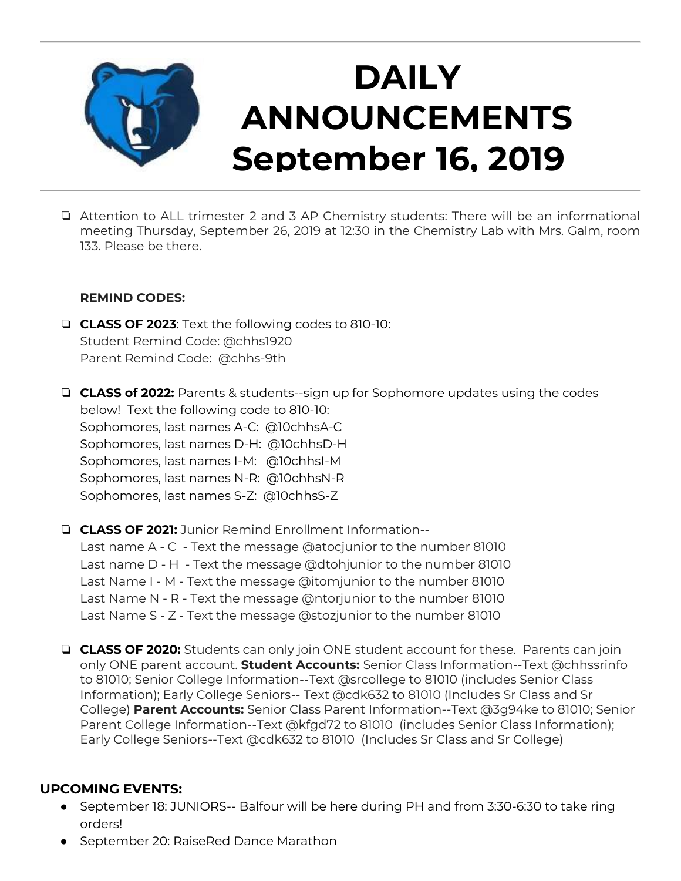# DAILY ANNOUNCEMENTS September 16, 2019

- Attention to ALL trimester 2 and 3 AP Chemistry students: There will be an informational meeting Thursday, September 26, 2019 at 12:30 in the Chemistry Lab with Mrs. Galm, room 133. Please be there.

**REMIND CODES:**

- **CLASS OF 2023**: Text the following codes to 810-10:
  Student Remind Code: @chhs1920
  Parent Remind Code: @chhs-9th

- **CLASS of 2022:** Parents & students--sign up for Sophomore updates using the codes below! Text the following code to 810-10:
  Sophomores, last names A-C: @10chhsA-C
  Sophomores, last names D-H: @10chhsD-H
  Sophomores, last names I-M: @10chhsI-M
  Sophomores, last names N-R: @10chhsN-R
  Sophomores, last names S-Z: @10chhsS-Z

- **CLASS OF 2021:** Junior Remind Enrollment Information--
  Last name A - C - Text the message @atocjunior to the number 81010
  Last name D - H - Text the message @dtohjunior to the number 81010
  Last Name I - M - Text the message @itomjunior to the number 81010
  Last Name N - R - Text the message @ntorjunior to the number 81010
  Last Name S - Z - Text the message @stozjunior to the number 81010

- **CLASS OF 2020:** Students can only join ONE student account for these. Parents can join only ONE parent account. **Student Accounts:** Senior Class Information--Text @chhssrinfo to 81010; Senior College Information--Text @srcollege to 81010 (includes Senior Class Information); Early College Seniors-- Text @cdk632 to 81010 (Includes Sr Class and Sr College) **Parent Accounts:** Senior Class Parent Information--Text @3g94ke to 81010; Senior Parent College Information--Text @kfgd72 to 81010 (includes Senior Class Information); Early College Seniors--Text @cdk632 to 81010 (Includes Sr Class and Sr College)

**UPCOMING EVENTS:**

- September 18: JUNIORS-- Balfour will be here during PH and from 3:30-6:30 to take ring orders!
- September 20: RaiseRed Dance Marathon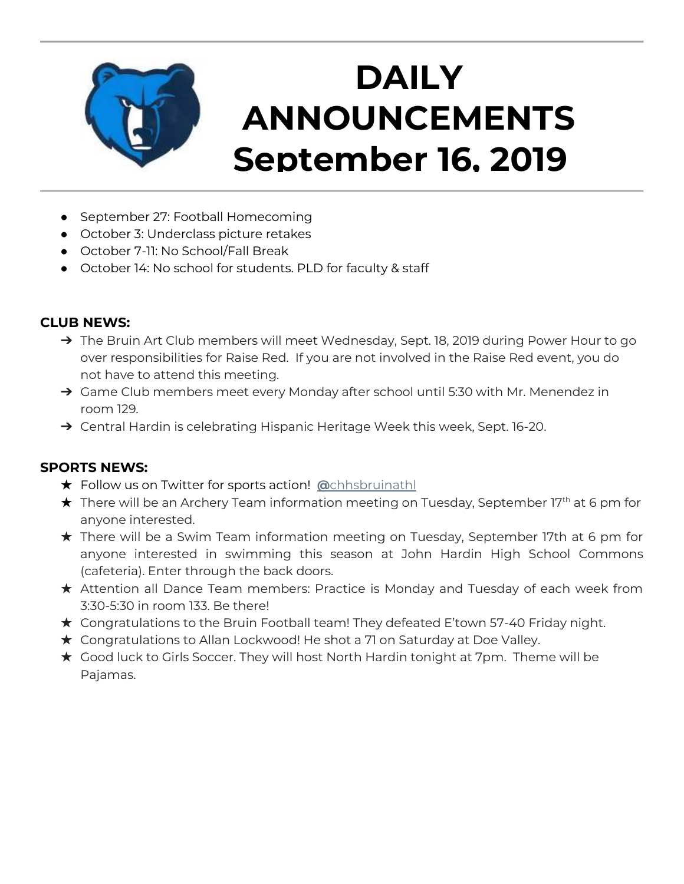# DAILY ANNOUNCEMENTS September 16, 2019

- September 27: Football Homecoming
- October 3: Underclass picture retakes
- October 7-11: No School/Fall Break
- October 14: No school for students. PLD for faculty & staff

**CLUB NEWS:**

- The Bruin Art Club members will meet Wednesday, Sept. 18, 2019 during Power Hour to go over responsibilities for Raise Red. If you are not involved in the Raise Red event, you do not have to attend this meeting.
- Game Club members meet every Monday after school until 5:30 with Mr. Menendez in room 129.
- Central Hardin is celebrating Hispanic Heritage Week this week, Sept. 16-20.

**SPORTS NEWS:**

- Follow us on Twitter for sports action! @chhsbruinathl
- There will be an Archery Team information meeting on Tuesday, September 17th at 6 pm for anyone interested.
- There will be a Swim Team information meeting on Tuesday, September 17th at 6 pm for anyone interested in swimming this season at John Hardin High School Commons (cafeteria). Enter through the back doors.
- Attention all Dance Team members: Practice is Monday and Tuesday of each week from 3:30-5:30 in room 133. Be there!
- Congratulations to the Bruin Football team! They defeated E'town 57-40 Friday night.
- Congratulations to Allan Lockwood! He shot a 71 on Saturday at Doe Valley.
- Good luck to Girls Soccer. They will host North Hardin tonight at 7pm. Theme will be Pajamas.